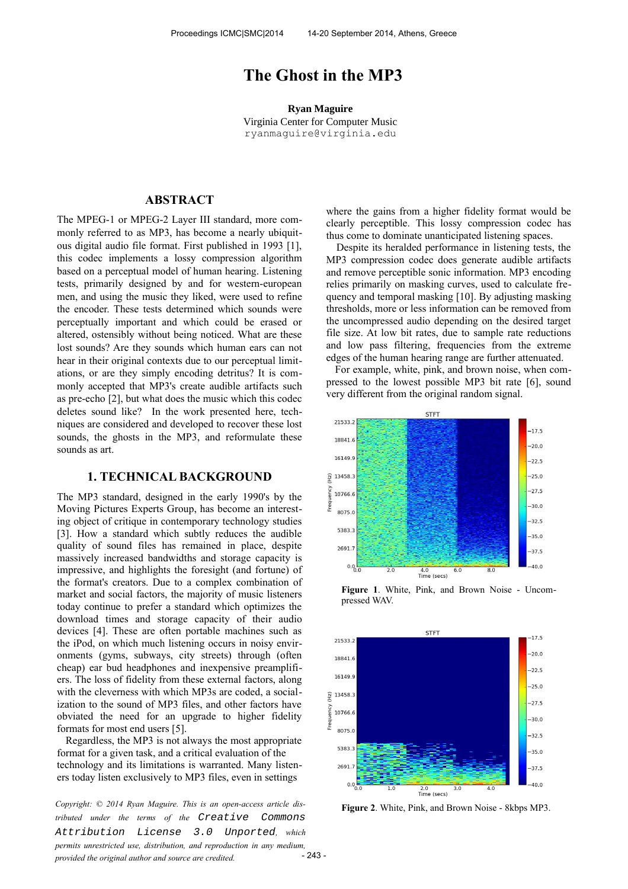# The Ghost in the MP3

**Ryan Maguire**
Virginia Center for Computer Music
ryanmaguire@virginia.edu

## ABSTRACT

The MPEG-1 or MPEG-2 Layer III standard, more commonly referred to as MP3, has become a nearly ubiquitous digital audio file format. First published in 1993 [1], this codec implements a lossy compression algorithm based on a perceptual model of human hearing. Listening tests, primarily designed by and for western-european men, and using the music they liked, were used to refine the encoder. These tests determined which sounds were perceptually important and which could be erased or altered, ostensibly without being noticed. What are these lost sounds? Are they sounds which human ears can not hear in their original contexts due to our perceptual limitations, or are they simply encoding detritus? It is commonly accepted that MP3's create audible artifacts such as pre-echo [2], but what does the music which this codec deletes sound like? In the work presented here, techniques are considered and developed to recover these lost sounds, the ghosts in the MP3, and reformulate these sounds as art.

## 1. TECHNICAL BACKGROUND

The MP3 standard, designed in the early 1990's by the Moving Pictures Experts Group, has become an interesting object of critique in contemporary technology studies [3]. How a standard which subtly reduces the audible quality of sound files has remained in place, despite massively increased bandwidths and storage capacity is impressive, and highlights the foresight (and fortune) of the format's creators. Due to a complex combination of market and social factors, the majority of music listeners today continue to prefer a standard which optimizes the download times and storage capacity of their audio devices [4]. These are often portable machines such as the iPod, on which much listening occurs in noisy environments (gyms, subways, city streets) through (often cheap) ear bud headphones and inexpensive preamplifiers. The loss of fidelity from these external factors, along with the cleverness with which MP3s are coded, a socialization to the sound of MP3 files, and other factors have obviated the need for an upgrade to higher fidelity formats for most end users [5].

Regardless, the MP3 is not always the most appropriate format for a given task, and a critical evaluation of the technology and its limitations is warranted. Many listeners today listen exclusively to MP3 files, even in settings where the gains from a higher fidelity format would be clearly perceptible. This lossy compression codec has thus come to dominate unanticipated listening spaces.

Despite its heralded performance in listening tests, the MP3 compression codec does generate audible artifacts and remove perceptible sonic information. MP3 encoding relies primarily on masking curves, used to calculate frequency and temporal masking [10]. By adjusting masking thresholds, more or less information can be removed from the uncompressed audio depending on the desired target file size. At low bit rates, due to sample rate reductions and low pass filtering, frequencies from the extreme edges of the human hearing range are further attenuated.

For example, white, pink, and brown noise, when compressed to the lowest possible MP3 bit rate [6], sound very different from the original random signal.

**Figure 1**. White, Pink, and Brown Noise - Uncompressed WAV.

**Figure 2**. White, Pink, and Brown Noise - 8kbps MP3.

*Copyright: © 2014 Ryan Maguire. This is an open-access article distributed under the terms of the* Creative Commons Attribution License 3.0 Unported*, which permits unrestricted use, distribution, and reproduction in any medium, provided the original author and source are credited.*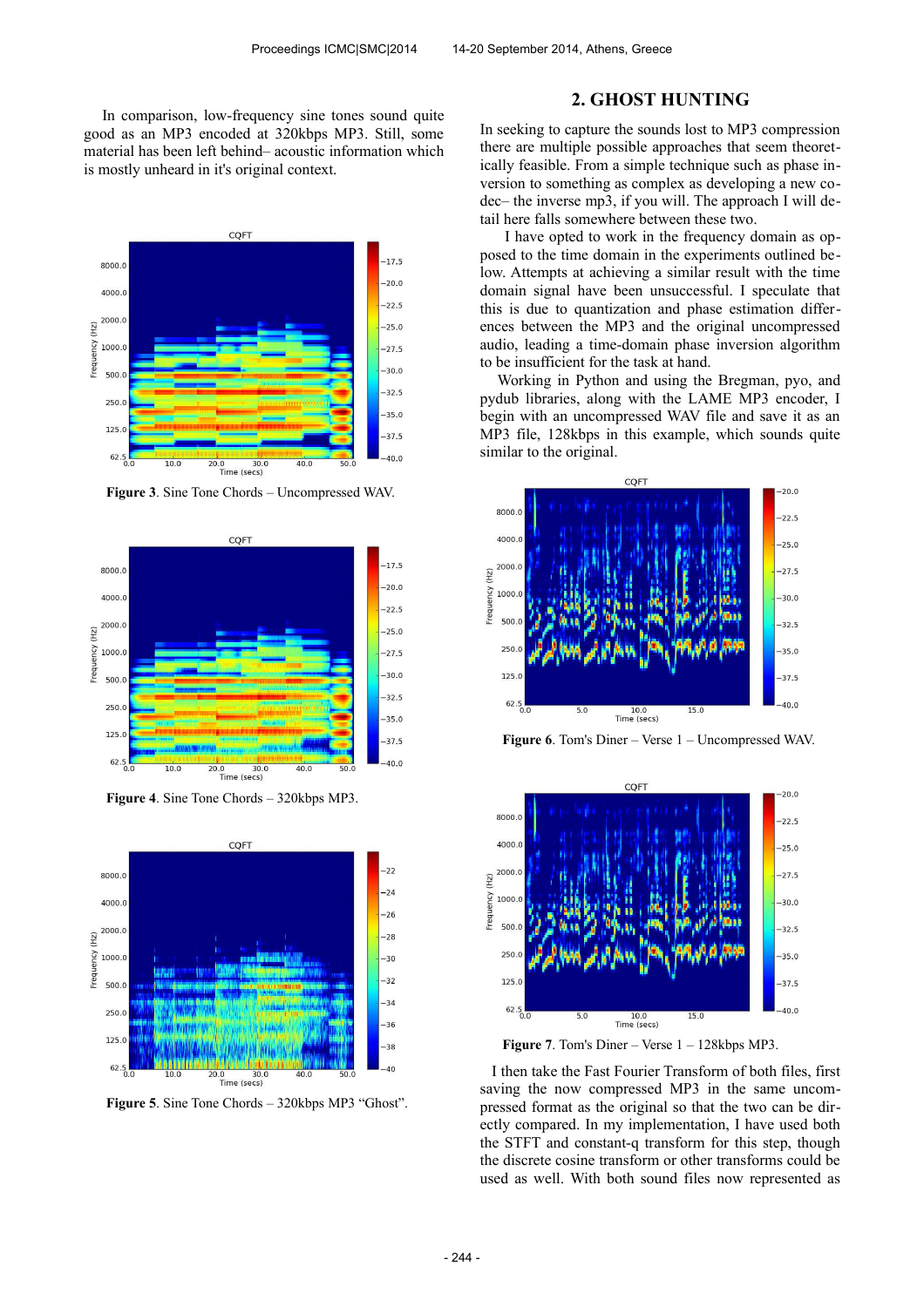In comparison, low-frequency sine tones sound quite good as an MP3 encoded at 320kbps MP3. Still, some material has been left behind– acoustic information which is mostly unheard in it's original context.

**Figure 3**. Sine Tone Chords – Uncompressed WAV.

**Figure 4**. Sine Tone Chords – 320kbps MP3.

**Figure 5**. Sine Tone Chords – 320kbps MP3 "Ghost".

## 2. GHOST HUNTING

In seeking to capture the sounds lost to MP3 compression there are multiple possible approaches that seem theoretically feasible. From a simple technique such as phase inversion to something as complex as developing a new codec– the inverse mp3, if you will. The approach I will detail here falls somewhere between these two.

I have opted to work in the frequency domain as opposed to the time domain in the experiments outlined below. Attempts at achieving a similar result with the time domain signal have been unsuccessful. I speculate that this is due to quantization and phase estimation differences between the MP3 and the original uncompressed audio, leading a time-domain phase inversion algorithm to be insufficient for the task at hand.

Working in Python and using the Bregman, pyo, and pydub libraries, along with the LAME MP3 encoder, I begin with an uncompressed WAV file and save it as an MP3 file, 128kbps in this example, which sounds quite similar to the original.

**Figure 6**. Tom's Diner – Verse 1 – Uncompressed WAV.

**Figure 7**. Tom's Diner – Verse 1 – 128kbps MP3.

I then take the Fast Fourier Transform of both files, first saving the now compressed MP3 in the same uncompressed format as the original so that the two can be directly compared. In my implementation, I have used both the STFT and constant-q transform for this step, though the discrete cosine transform or other transforms could be used as well. With both sound files now represented as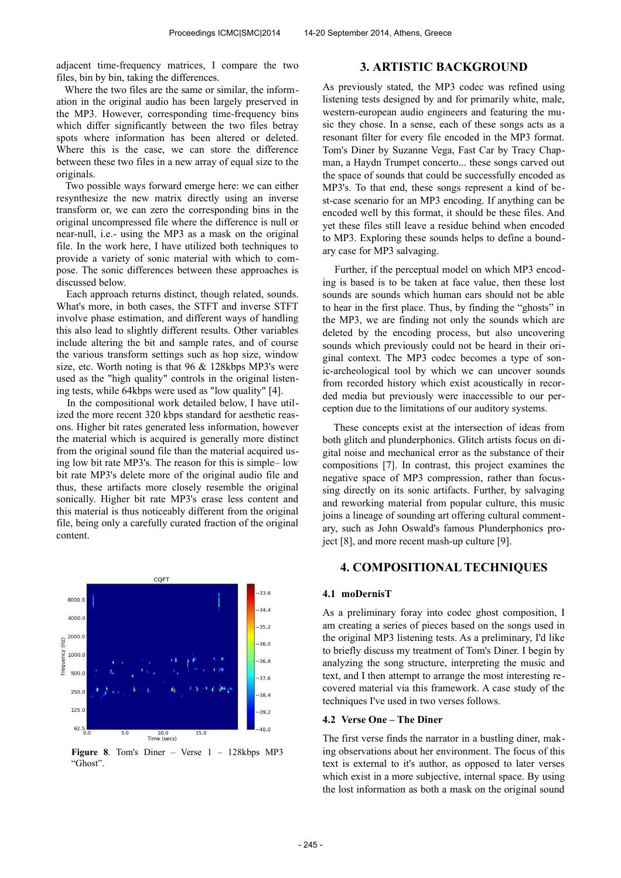adjacent time-frequency matrices, I compare the two files, bin by bin, taking the differences.

Where the two files are the same or similar, the information in the original audio has been largely preserved in the MP3. However, corresponding time-frequency bins which differ significantly between the two files betray spots where information has been altered or deleted. Where this is the case, we can store the difference between these two files in a new array of equal size to the originals.

Two possible ways forward emerge here: we can either resynthesize the new matrix directly using an inverse transform or, we can zero the corresponding bins in the original uncompressed file where the difference is null or near-null, i.e.- using the MP3 as a mask on the original file. In the work here, I have utilized both techniques to provide a variety of sonic material with which to compose. The sonic differences between these approaches is discussed below.

Each approach returns distinct, though related, sounds. What's more, in both cases, the STFT and inverse STFT involve phase estimation, and different ways of handling this also lead to slightly different results. Other variables include altering the bit and sample rates, and of course the various transform settings such as hop size, window size, etc. Worth noting is that 96 & 128kbps MP3's were used as the "high quality" controls in the original listening tests, while 64kbps were used as "low quality" [4].

In the compositional work detailed below, I have utilized the more recent 320 kbps standard for aesthetic reasons. Higher bit rates generated less information, however the material which is acquired is generally more distinct from the original sound file than the material acquired using low bit rate MP3's. The reason for this is simple– low bit rate MP3's delete more of the original audio file and thus, these artifacts more closely resemble the original sonically. Higher bit rate MP3's erase less content and this material is thus noticeably different from the original file, being only a carefully curated fraction of the original content.

**Figure 8**. Tom's Diner – Verse 1 – 128kbps MP3 "Ghost".

## 3. ARTISTIC BACKGROUND

As previously stated, the MP3 codec was refined using listening tests designed by and for primarily white, male, western-european audio engineers and featuring the music they chose. In a sense, each of these songs acts as a resonant filter for every file encoded in the MP3 format. Tom's Diner by Suzanne Vega, Fast Car by Tracy Chapman, a Haydn Trumpet concerto... these songs carved out the space of sounds that could be successfully encoded as MP3's. To that end, these songs represent a kind of best-case scenario for an MP3 encoding. If anything can be encoded well by this format, it should be these files. And yet these files still leave a residue behind when encoded to MP3. Exploring these sounds helps to define a boundary case for MP3 salvaging.

Further, if the perceptual model on which MP3 encoding is based is to be taken at face value, then these lost sounds are sounds which human ears should not be able to hear in the first place. Thus, by finding the "ghosts" in the MP3, we are finding not only the sounds which are deleted by the encoding process, but also uncovering sounds which previously could not be heard in their original context. The MP3 codec becomes a type of sonic-archeological tool by which we can uncover sounds from recorded history which exist acoustically in recorded media but previously were inaccessible to our perception due to the limitations of our auditory systems.

These concepts exist at the intersection of ideas from both glitch and plunderphonics. Glitch artists focus on digital noise and mechanical error as the substance of their compositions [7]. In contrast, this project examines the negative space of MP3 compression, rather than focussing directly on its sonic artifacts. Further, by salvaging and reworking material from popular culture, this music joins a lineage of sounding art offering cultural commentary, such as John Oswald's famous Plunderphonics project [8], and more recent mash-up culture [9].

## 4. COMPOSITIONAL TECHNIQUES

### 4.1 moDernisT

As a preliminary foray into codec ghost composition, I am creating a series of pieces based on the songs used in the original MP3 listening tests. As a preliminary, I'd like to briefly discuss my treatment of Tom's Diner. I begin by analyzing the song structure, interpreting the music and text, and I then attempt to arrange the most interesting recovered material via this framework. A case study of the techniques I've used in two verses follows.

### 4.2 Verse One – The Diner

The first verse finds the narrator in a bustling diner, making observations about her environment. The focus of this text is external to it's author, as opposed to later verses which exist in a more subjective, internal space. By using the lost information as both a mask on the original sound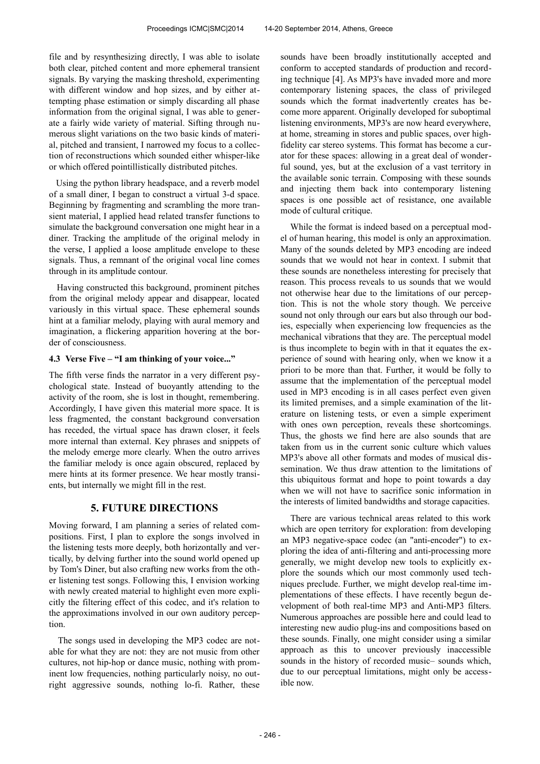file and by resynthesizing directly, I was able to isolate both clear, pitched content and more ephemeral transient signals. By varying the masking threshold, experimenting with different window and hop sizes, and by either attempting phase estimation or simply discarding all phase information from the original signal, I was able to generate a fairly wide variety of material. Sifting through numerous slight variations on the two basic kinds of material, pitched and transient, I narrowed my focus to a collection of reconstructions which sounded either whisper-like or which offered pointillistically distributed pitches.

Using the python library headspace, and a reverb model of a small diner, I began to construct a virtual 3-d space. Beginning by fragmenting and scrambling the more transient material, I applied head related transfer functions to simulate the background conversation one might hear in a diner. Tracking the amplitude of the original melody in the verse, I applied a loose amplitude envelope to these signals. Thus, a remnant of the original vocal line comes through in its amplitude contour.

Having constructed this background, prominent pitches from the original melody appear and disappear, located variously in this virtual space. These ephemeral sounds hint at a familiar melody, playing with aural memory and imagination, a flickering apparition hovering at the border of consciousness.

### 4.3 Verse Five – "I am thinking of your voice..."

The fifth verse finds the narrator in a very different psychological state. Instead of buoyantly attending to the activity of the room, she is lost in thought, remembering. Accordingly, I have given this material more space. It is less fragmented, the constant background conversation has receded, the virtual space has drawn closer, it feels more internal than external. Key phrases and snippets of the melody emerge more clearly. When the outro arrives the familiar melody is once again obscured, replaced by mere hints at its former presence. We hear mostly transients, but internally we might fill in the rest.

## 5. FUTURE DIRECTIONS

Moving forward, I am planning a series of related compositions. First, I plan to explore the songs involved in the listening tests more deeply, both horizontally and vertically, by delving further into the sound world opened up by Tom's Diner, but also crafting new works from the other listening test songs. Following this, I envision working with newly created material to highlight even more explicitly the filtering effect of this codec, and it's relation to the approximations involved in our own auditory perception.

The songs used in developing the MP3 codec are notable for what they are not: they are not music from other cultures, not hip-hop or dance music, nothing with prominent low frequencies, nothing particularly noisy, no outright aggressive sounds, nothing lo-fi. Rather, these sounds have been broadly institutionally accepted and conform to accepted standards of production and recording technique [4]. As MP3's have invaded more and more contemporary listening spaces, the class of privileged sounds which the format inadvertently creates has become more apparent. Originally developed for suboptimal listening environments, MP3's are now heard everywhere, at home, streaming in stores and public spaces, over high-fidelity car stereo systems. This format has become a curator for these spaces: allowing in a great deal of wonderful sound, yes, but at the exclusion of a vast territory in the available sonic terrain. Composing with these sounds and injecting them back into contemporary listening spaces is one possible act of resistance, one available mode of cultural critique.

While the format is indeed based on a perceptual model of human hearing, this model is only an approximation. Many of the sounds deleted by MP3 encoding are indeed sounds that we would not hear in context. I submit that these sounds are nonetheless interesting for precisely that reason. This process reveals to us sounds that we would not otherwise hear due to the limitations of our perception. This is not the whole story though. We perceive sound not only through our ears but also through our bodies, especially when experiencing low frequencies as the mechanical vibrations that they are. The perceptual model is thus incomplete to begin with in that it equates the experience of sound with hearing only, when we know it a priori to be more than that. Further, it would be folly to assume that the implementation of the perceptual model used in MP3 encoding is in all cases perfect even given its limited premises, and a simple examination of the literature on listening tests, or even a simple experiment with ones own perception, reveals these shortcomings. Thus, the ghosts we find here are also sounds that are taken from us in the current sonic culture which values MP3's above all other formats and modes of musical dissemination. We thus draw attention to the limitations of this ubiquitous format and hope to point towards a day when we will not have to sacrifice sonic information in the interests of limited bandwidths and storage capacities.

There are various technical areas related to this work which are open territory for exploration: from developing an MP3 negative-space codec (an "anti-encoder") to exploring the idea of anti-filtering and anti-processing more generally, we might develop new tools to explicitly explore the sounds which our most commonly used techniques preclude. Further, we might develop real-time implementations of these effects. I have recently begun development of both real-time MP3 and Anti-MP3 filters. Numerous approaches are possible here and could lead to interesting new audio plug-ins and compositions based on these sounds. Finally, one might consider using a similar approach as this to uncover previously inaccessible sounds in the history of recorded music– sounds which, due to our perceptual limitations, might only be accessible now.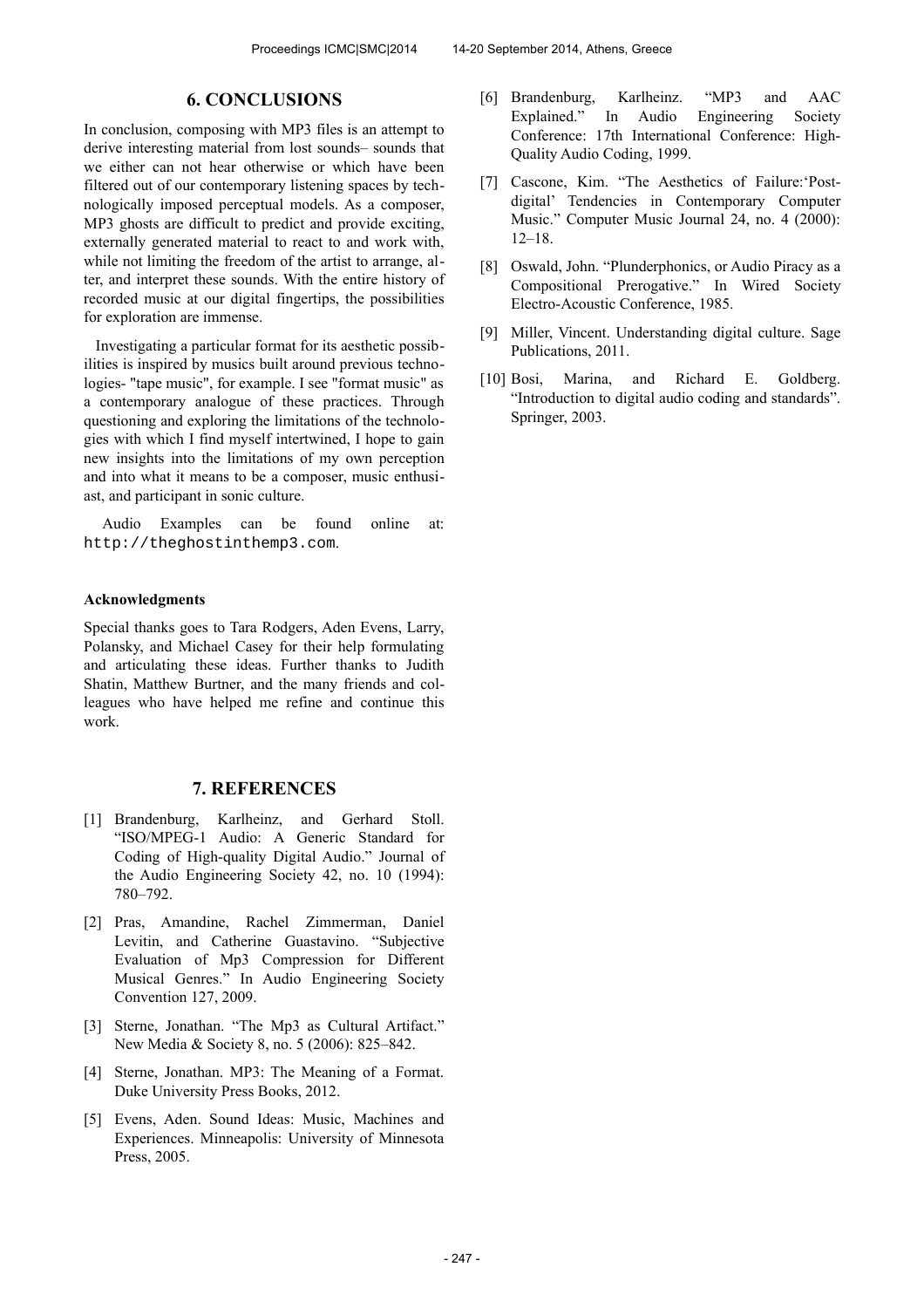## 6. CONCLUSIONS

In conclusion, composing with MP3 files is an attempt to derive interesting material from lost sounds– sounds that we either can not hear otherwise or which have been filtered out of our contemporary listening spaces by technologically imposed perceptual models. As a composer, MP3 ghosts are difficult to predict and provide exciting, externally generated material to react to and work with, while not limiting the freedom of the artist to arrange, alter, and interpret these sounds. With the entire history of recorded music at our digital fingertips, the possibilities for exploration are immense.

Investigating a particular format for its aesthetic possibilities is inspired by musics built around previous technologies- "tape music", for example. I see "format music" as a contemporary analogue of these practices. Through questioning and exploring the limitations of the technologies with which I find myself intertwined, I hope to gain new insights into the limitations of my own perception and into what it means to be a composer, music enthusiast, and participant in sonic culture.

Audio Examples can be found online at: `http://theghostinthemp3.com`.

### Acknowledgments

Special thanks goes to Tara Rodgers, Aden Evens, Larry, Polansky, and Michael Casey for their help formulating and articulating these ideas. Further thanks to Judith Shatin, Matthew Burtner, and the many friends and colleagues who have helped me refine and continue this work.

## 7. REFERENCES

[1] Brandenburg, Karlheinz, and Gerhard Stoll. “ISO/MPEG-1 Audio: A Generic Standard for Coding of High-quality Digital Audio.” Journal of the Audio Engineering Society 42, no. 10 (1994): 780–792.

[2] Pras, Amandine, Rachel Zimmerman, Daniel Levitin, and Catherine Guastavino. “Subjective Evaluation of Mp3 Compression for Different Musical Genres.” In Audio Engineering Society Convention 127, 2009.

[3] Sterne, Jonathan. “The Mp3 as Cultural Artifact.” New Media & Society 8, no. 5 (2006): 825–842.

[4] Sterne, Jonathan. MP3: The Meaning of a Format. Duke University Press Books, 2012.

[5] Evens, Aden. Sound Ideas: Music, Machines and Experiences. Minneapolis: University of Minnesota Press, 2005.

[6] Brandenburg, Karlheinz. “MP3 and AAC Explained.” In Audio Engineering Society Conference: 17th International Conference: High-Quality Audio Coding, 1999.

[7] Cascone, Kim. “The Aesthetics of Failure:‘Post-digital’ Tendencies in Contemporary Computer Music.” Computer Music Journal 24, no. 4 (2000): 12–18.

[8] Oswald, John. “Plunderphonics, or Audio Piracy as a Compositional Prerogative.” In Wired Society Electro-Acoustic Conference, 1985.

[9] Miller, Vincent. Understanding digital culture. Sage Publications, 2011.

[10] Bosi, Marina, and Richard E. Goldberg. “Introduction to digital audio coding and standards”. Springer, 2003.